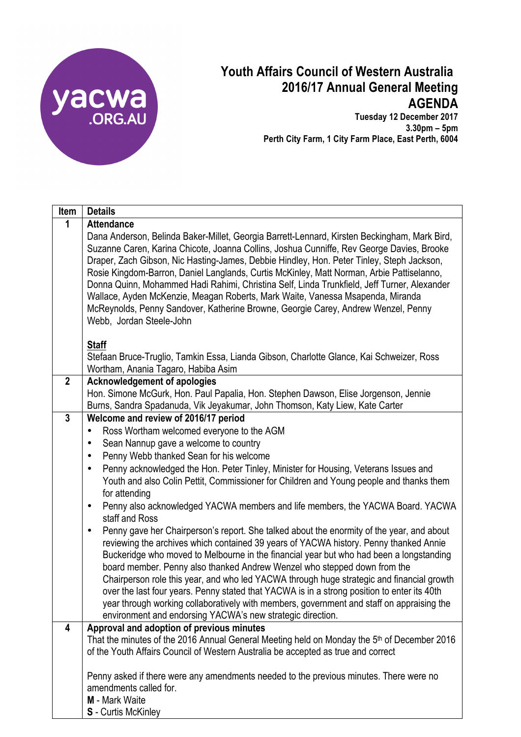# Youth Affairs Council of Western Australia 2016/17 Annual General Meeting

## AGENDA

**Tuesday 12 December 2017**
**3.30pm – 5pm**
**Perth City Farm, 1 City Farm Place, East Perth, 6004**

| Item | Details |
|---|---|
| 1 | **Attendance**<br>Dana Anderson, Belinda Baker-Millet, Georgia Barrett-Lennard, Kirsten Beckingham, Mark Bird, Suzanne Caren, Karina Chicote, Joanna Collins, Joshua Cunniffe, Rev George Davies, Brooke Draper, Zach Gibson, Nic Hasting-James, Debbie Hindley, Hon. Peter Tinley, Steph Jackson, Rosie Kingdom-Barron, Daniel Langlands, Curtis McKinley, Matt Norman, Arbie Pattiselanno, Donna Quinn, Mohammed Hadi Rahimi, Christina Self, Linda Trunkfield, Jeff Turner, Alexander Wallace, Ayden McKenzie, Meagan Roberts, Mark Waite, Vanessa Msapenda, Miranda McReynolds, Penny Sandover, Katherine Browne, Georgie Carey, Andrew Wenzel, Penny Webb, Jordan Steele-John<br><br>**Staff**<br>Stefaan Bruce-Truglio, Tamkin Essa, Lianda Gibson, Charlotte Glance, Kai Schweizer, Ross Wortham, Anania Tagaro, Habiba Asim |
| 2 | **Acknowledgement of apologies**<br>Hon. Simone McGurk, Hon. Paul Papalia, Hon. Stephen Dawson, Elise Jorgenson, Jennie Burns, Sandra Spadanuda, Vik Jeyakumar, John Thomson, Katy Liew, Kate Carter |
| 3 | **Welcome and review of 2016/17 period**<br>• Ross Wortham welcomed everyone to the AGM<br>• Sean Nannup gave a welcome to country<br>• Penny Webb thanked Sean for his welcome<br>• Penny acknowledged the Hon. Peter Tinley, Minister for Housing, Veterans Issues and Youth and also Colin Pettit, Commissioner for Children and Young people and thanks them for attending<br>• Penny also acknowledged YACWA members and life members, the YACWA Board. YACWA staff and Ross<br>• Penny gave her Chairperson's report. She talked about the enormity of the year, and about reviewing the archives which contained 39 years of YACWA history. Penny thanked Annie Buckeridge who moved to Melbourne in the financial year but who had been a longstanding board member. Penny also thanked Andrew Wenzel who stepped down from the Chairperson role this year, and who led YACWA through huge strategic and financial growth over the last four years. Penny stated that YACWA is in a strong position to enter its 40th year through working collaboratively with members, government and staff on appraising the environment and endorsing YACWA's new strategic direction. |
| 4 | **Approval and adoption of previous minutes**<br>That the minutes of the 2016 Annual General Meeting held on Monday the 5th of December 2016 of the Youth Affairs Council of Western Australia be accepted as true and correct<br><br>Penny asked if there were any amendments needed to the previous minutes. There were no amendments called for.<br>**M** - Mark Waite<br>**S** - Curtis McKinley |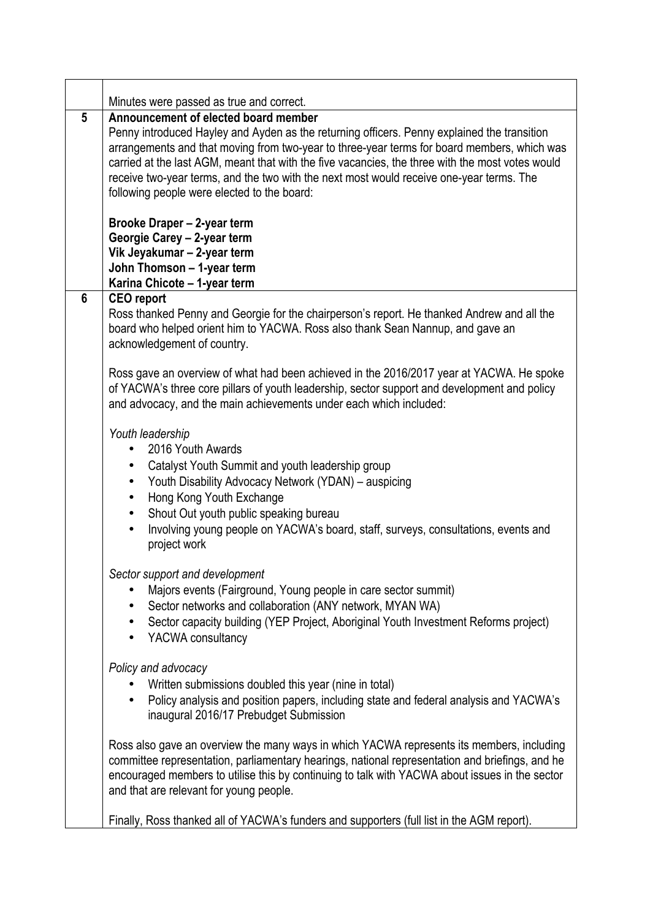|   |   |
|---|---|
|   | Minutes were passed as true and correct. |
| 5 | **Announcement of elected board member**<br>Penny introduced Hayley and Ayden as the returning officers. Penny explained the transition arrangements and that moving from two-year to three-year terms for board members, which was carried at the last AGM, meant that with the five vacancies, the three with the most votes would receive two-year terms, and the two with the next most would receive one-year terms. The following people were elected to the board:<br><br>**Brooke Draper – 2-year term**<br>**Georgie Carey – 2-year term**<br>**Vik Jeyakumar – 2-year term**<br>**John Thomson – 1-year term**<br>**Karina Chicote – 1-year term** |
| 6 | **CEO report**<br>Ross thanked Penny and Georgie for the chairperson's report. He thanked Andrew and all the board who helped orient him to YACWA. Ross also thank Sean Nannup, and gave an acknowledgement of country.<br><br>Ross gave an overview of what had been achieved in the 2016/2017 year at YACWA. He spoke of YACWA's three core pillars of youth leadership, sector support and development and policy and advocacy, and the main achievements under each which included:<br><br>*Youth leadership*<br>• 2016 Youth Awards<br>• Catalyst Youth Summit and youth leadership group<br>• Youth Disability Advocacy Network (YDAN) – auspicing<br>• Hong Kong Youth Exchange<br>• Shout Out youth public speaking bureau<br>• Involving young people on YACWA's board, staff, surveys, consultations, events and project work<br><br>*Sector support and development*<br>• Majors events (Fairground, Young people in care sector summit)<br>• Sector networks and collaboration (ANY network, MYAN WA)<br>• Sector capacity building (YEP Project, Aboriginal Youth Investment Reforms project)<br>• YACWA consultancy<br><br>*Policy and advocacy*<br>• Written submissions doubled this year (nine in total)<br>• Policy analysis and position papers, including state and federal analysis and YACWA's inaugural 2016/17 Prebudget Submission<br><br>Ross also gave an overview the many ways in which YACWA represents its members, including committee representation, parliamentary hearings, national representation and briefings, and he encouraged members to utilise this by continuing to talk with YACWA about issues in the sector and that are relevant for young people.<br><br>Finally, Ross thanked all of YACWA's funders and supporters (full list in the AGM report). |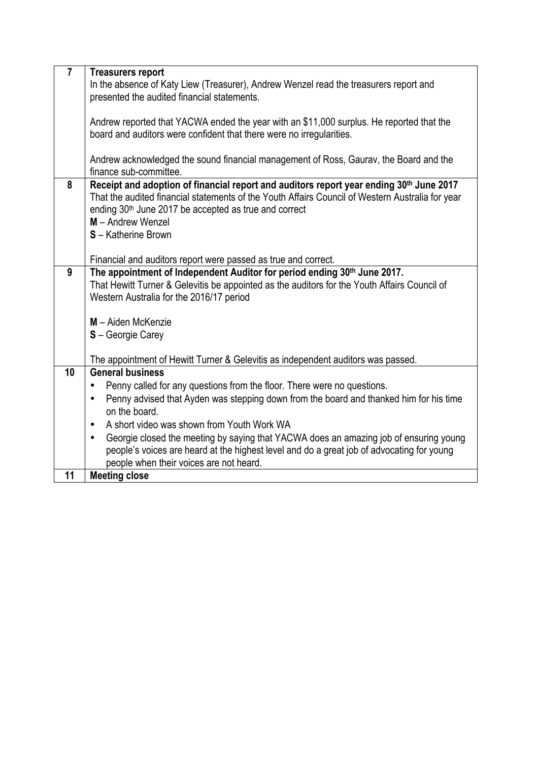| | |
|---|---|
| 7 | **Treasurers report**<br>In the absence of Katy Liew (Treasurer), Andrew Wenzel read the treasurers report and presented the audited financial statements.<br><br>Andrew reported that YACWA ended the year with an $11,000 surplus. He reported that the board and auditors were confident that there were no irregularities.<br><br>Andrew acknowledged the sound financial management of Ross, Gaurav, the Board and the finance sub-committee. |
| 8 | **Receipt and adoption of financial report and auditors report year ending 30th June 2017**<br>That the audited financial statements of the Youth Affairs Council of Western Australia for year ending 30th June 2017 be accepted as true and correct<br>**M** – Andrew Wenzel<br>**S** – Katherine Brown<br><br>Financial and auditors report were passed as true and correct. |
| 9 | **The appointment of Independent Auditor for period ending 30th June 2017.**<br>That Hewitt Turner & Gelevitis be appointed as the auditors for the Youth Affairs Council of Western Australia for the 2016/17 period<br><br>**M** – Aiden McKenzie<br>**S** – Georgie Carey<br><br>The appointment of Hewitt Turner & Gelevitis as independent auditors was passed. |
| 10 | **General business**<br>• Penny called for any questions from the floor. There were no questions.<br>• Penny advised that Ayden was stepping down from the board and thanked him for his time on the board.<br>• A short video was shown from Youth Work WA<br>• Georgie closed the meeting by saying that YACWA does an amazing job of ensuring young people's voices are heard at the highest level and do a great job of advocating for young people when their voices are not heard. |
| 11 | **Meeting close** |